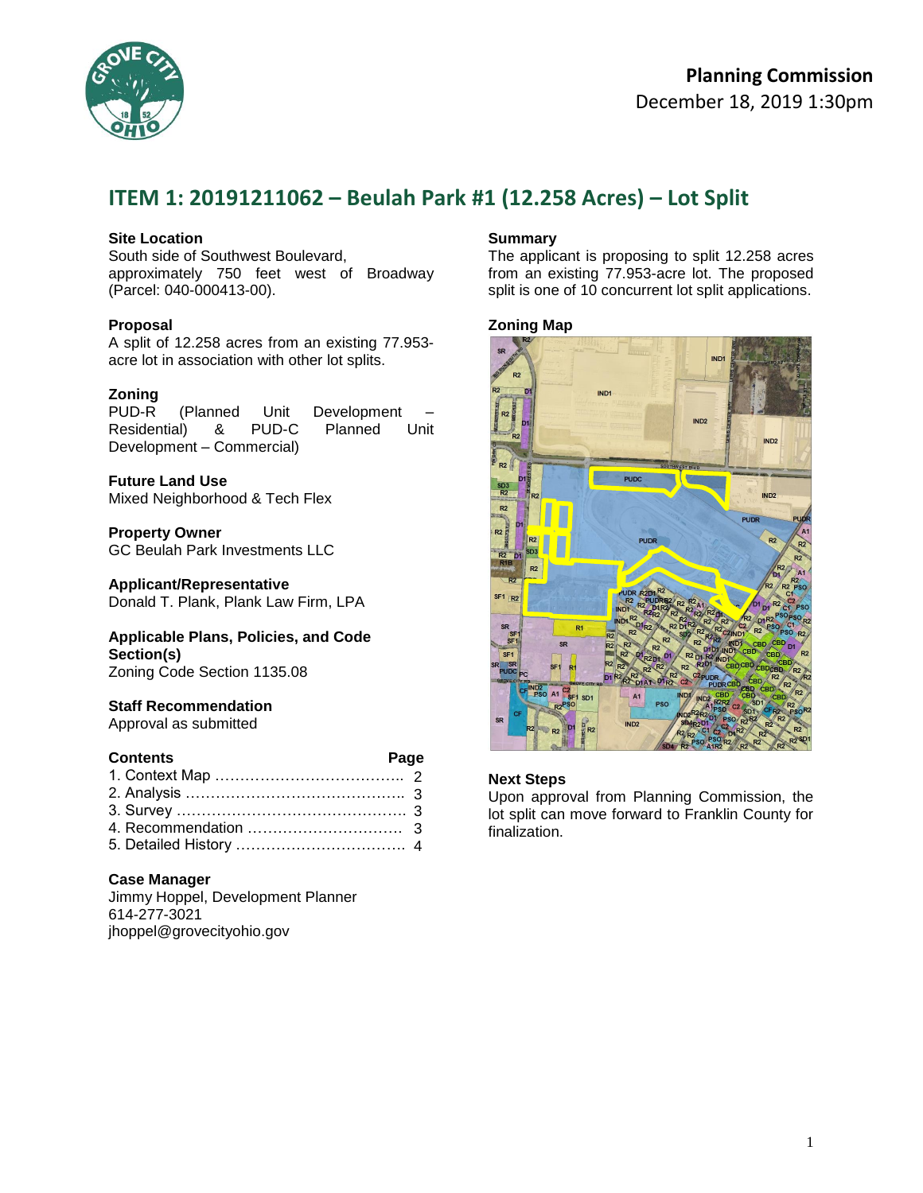# Planning Commission

December 18, 2019 1:30pm

## ITEM 1: 20191211062 – Beulah Park #1 (12.258 Acres) – Lot Split

**Site Location**
South side of Southwest Boulevard, approximately 750 feet west of Broadway (Parcel: 040-000413-00).

**Proposal**
A split of 12.258 acres from an existing 77.953-acre lot in association with other lot splits.

**Zoning**
PUD-R (Planned Unit Development – Residential) & PUD-C Planned Unit Development – Commercial)

**Future Land Use**
Mixed Neighborhood & Tech Flex

**Property Owner**
GC Beulah Park Investments LLC

**Applicant/Representative**
Donald T. Plank, Plank Law Firm, LPA

**Applicable Plans, Policies, and Code Section(s)**
Zoning Code Section 1135.08

**Staff Recommendation**
Approval as submitted

| Contents | Page |
|---|---|
| 1. Context Map | 2 |
| 2. Analysis | 3 |
| 3. Survey | 3 |
| 4. Recommendation | 3 |
| 5. Detailed History | 4 |

**Case Manager**
Jimmy Hoppel, Development Planner
614-277-3021
jhoppel@grovecityohio.gov

**Summary**
The applicant is proposing to split 12.258 acres from an existing 77.953-acre lot. The proposed split is one of 10 concurrent lot split applications.

**Zoning Map**

**Next Steps**
Upon approval from Planning Commission, the lot split can move forward to Franklin County for finalization.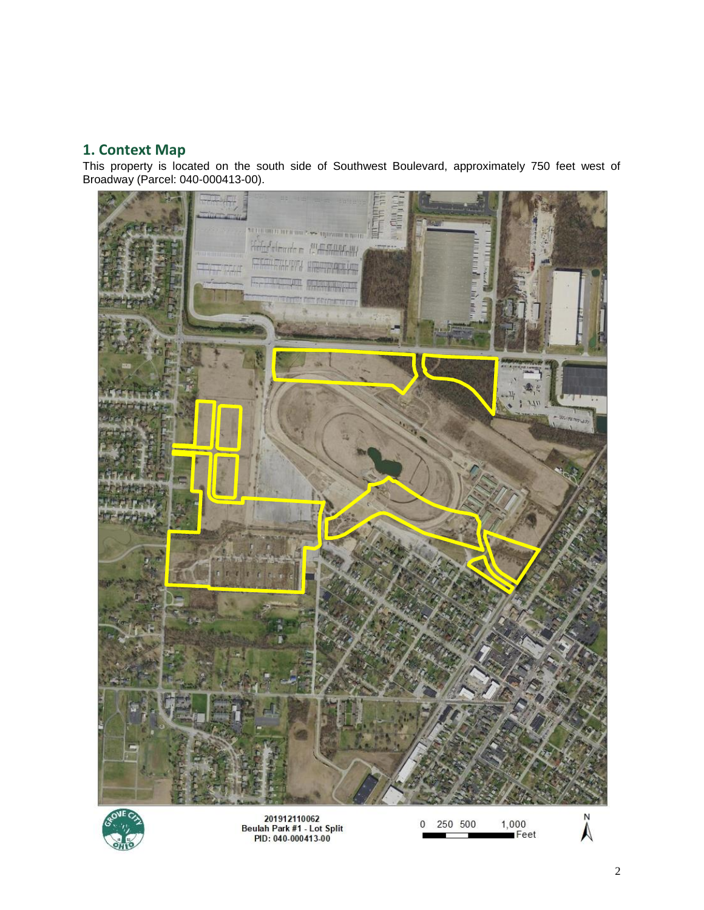## 1. Context Map

This property is located on the south side of Southwest Boulevard, approximately 750 feet west of Broadway (Parcel: 040-000413-00).

201912110062
Beulah Park #1 - Lot Split
PID: 040-000413-00

0 250 500 1,000 Feet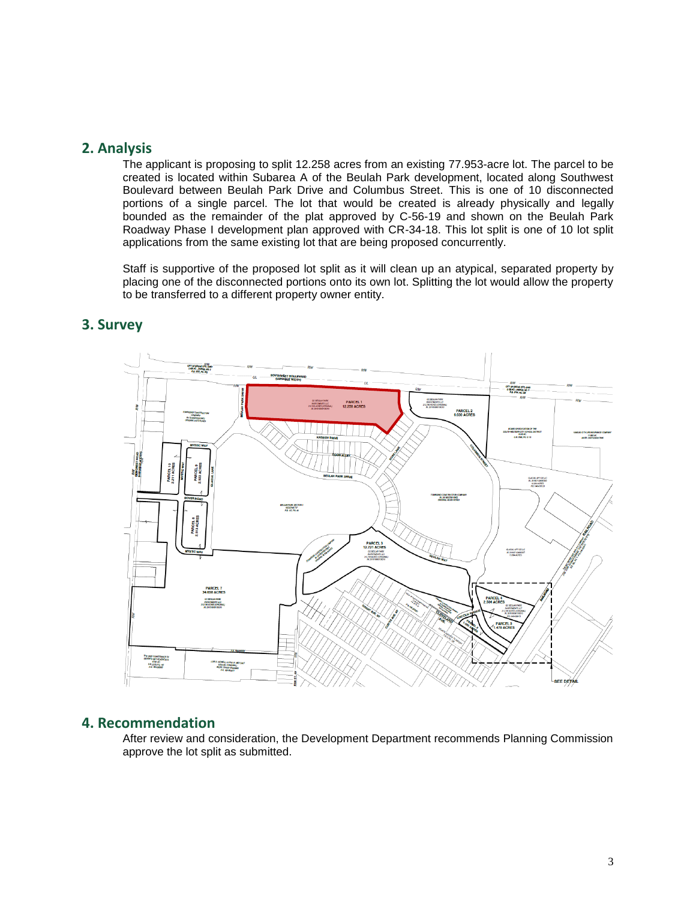## 2. Analysis

The applicant is proposing to split 12.258 acres from an existing 77.953-acre lot. The parcel to be created is located within Subarea A of the Beulah Park development, located along Southwest Boulevard between Beulah Park Drive and Columbus Street. This is one of 10 disconnected portions of a single parcel. The lot that would be created is already physically and legally bounded as the remainder of the plat approved by C-56-19 and shown on the Beulah Park Roadway Phase I development plan approved with CR-34-18. This lot split is one of 10 lot split applications from the same existing lot that are being proposed concurrently.

Staff is supportive of the proposed lot split as it will clean up an atypical, separated property by placing one of the disconnected portions onto its own lot. Splitting the lot would allow the property to be transferred to a different property owner entity.

## 3. Survey

## 4. Recommendation

After review and consideration, the Development Department recommends Planning Commission approve the lot split as submitted.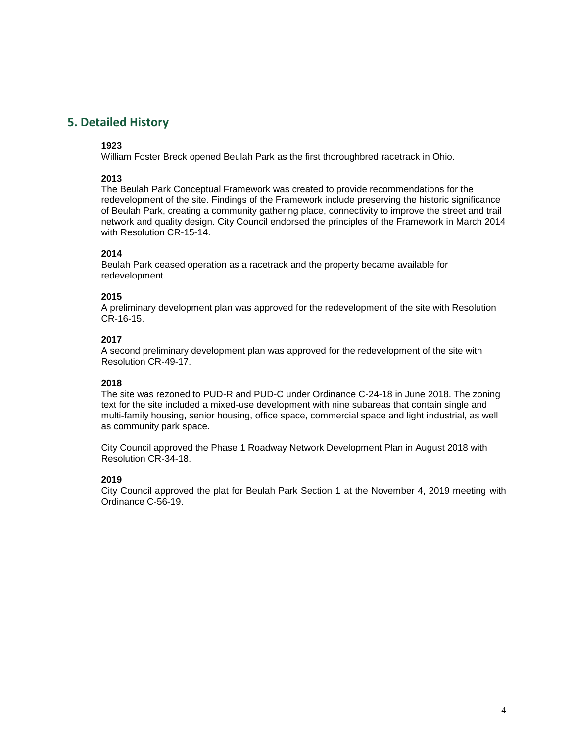## 5. Detailed History

**1923**

William Foster Breck opened Beulah Park as the first thoroughbred racetrack in Ohio.

**2013**

The Beulah Park Conceptual Framework was created to provide recommendations for the redevelopment of the site. Findings of the Framework include preserving the historic significance of Beulah Park, creating a community gathering place, connectivity to improve the street and trail network and quality design. City Council endorsed the principles of the Framework in March 2014 with Resolution CR-15-14.

**2014**

Beulah Park ceased operation as a racetrack and the property became available for redevelopment.

**2015**

A preliminary development plan was approved for the redevelopment of the site with Resolution CR-16-15.

**2017**

A second preliminary development plan was approved for the redevelopment of the site with Resolution CR-49-17.

**2018**

The site was rezoned to PUD-R and PUD-C under Ordinance C-24-18 in June 2018. The zoning text for the site included a mixed-use development with nine subareas that contain single and multi-family housing, senior housing, office space, commercial space and light industrial, as well as community park space.

City Council approved the Phase 1 Roadway Network Development Plan in August 2018 with Resolution CR-34-18.

**2019**

City Council approved the plat for Beulah Park Section 1 at the November 4, 2019 meeting with Ordinance C-56-19.